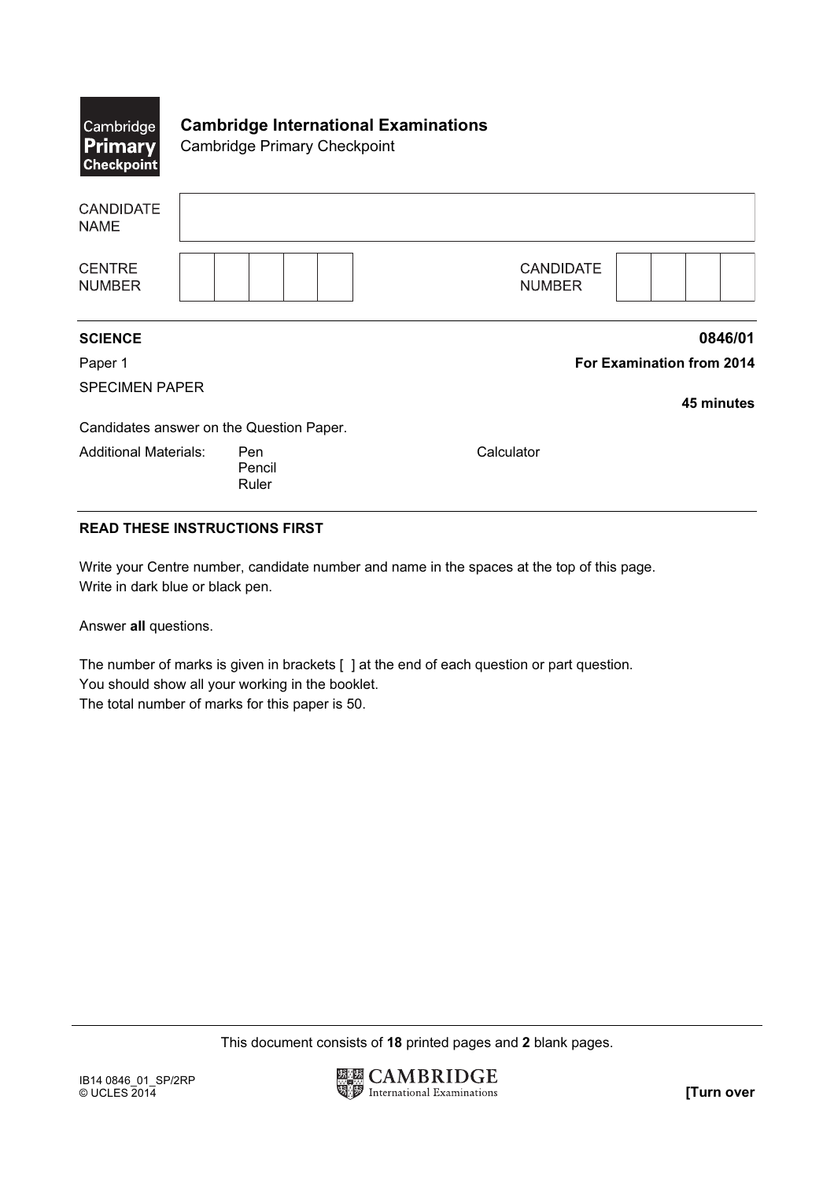Cambridge Primary Checkpoint

**Cambridge International Examinations**
Cambridge Primary Checkpoint

| CANDIDATE NAME | |
|---|---|

| CENTRE NUMBER | | CANDIDATE NUMBER | |
|---|---|---|---|

**SCIENCE** **0846/01**

Paper 1 **For Examination from 2014**

SPECIMEN PAPER

**45 minutes**

Candidates answer on the Question Paper.

Additional Materials: Pen, Pencil, Ruler, Calculator

**READ THESE INSTRUCTIONS FIRST**

Write your Centre number, candidate number and name in the spaces at the top of this page.
Write in dark blue or black pen.

Answer **all** questions.

The number of marks is given in brackets [ ] at the end of each question or part question.
You should show all your working in the booklet.
The total number of marks for this paper is 50.

This document consists of **18** printed pages and **2** blank pages.

IB14 0846_01_SP/2RP
© UCLES 2014

**[Turn over**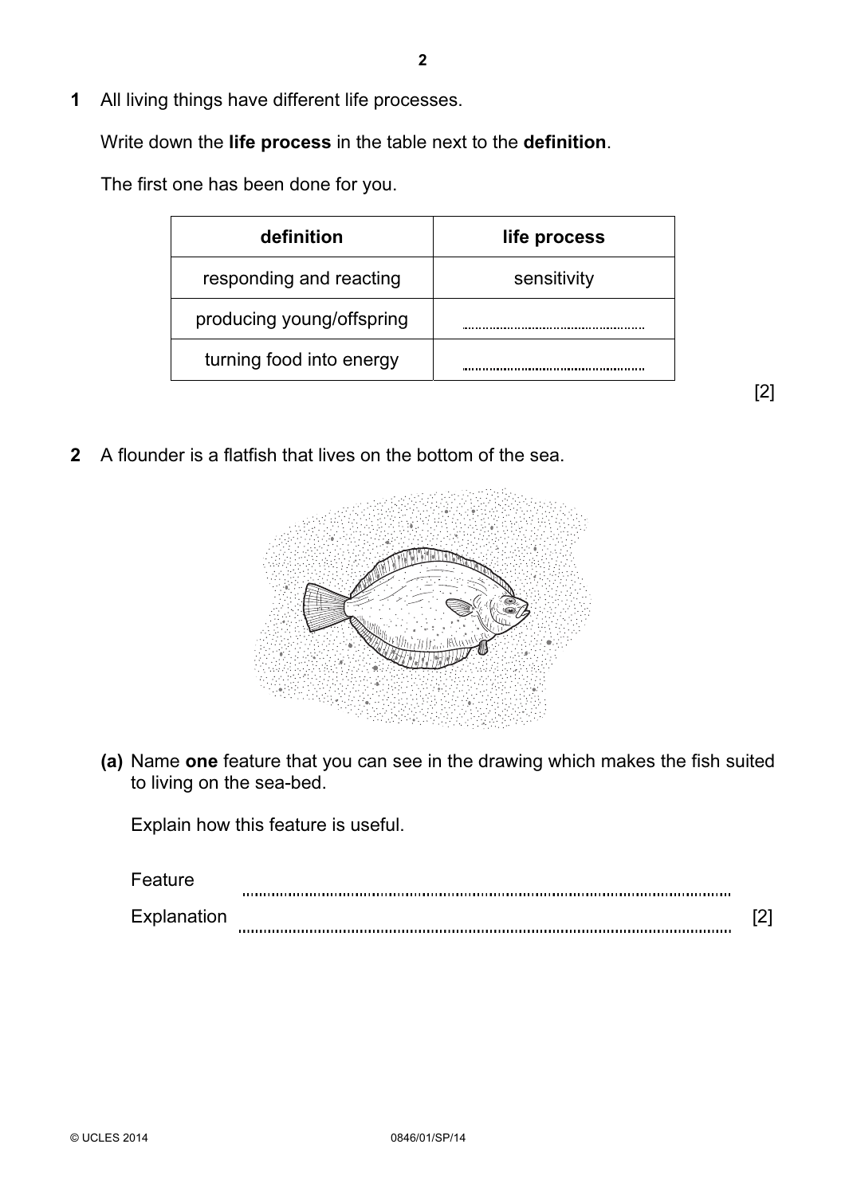1 All living things have different life processes.

Write down the **life process** in the table next to the **definition**.

The first one has been done for you.

| definition | life process |
| --- | --- |
| responding and reacting | sensitivity |
| producing young/offspring | .................................... |
| turning food into energy | .................................... |

[2]

2 A flounder is a flatfish that lives on the bottom of the sea.

**(a)** Name **one** feature that you can see in the drawing which makes the fish suited to living on the sea-bed.

Explain how this feature is useful.

Feature ..............................................................................................................

Explanation .............................................................................................................. [2]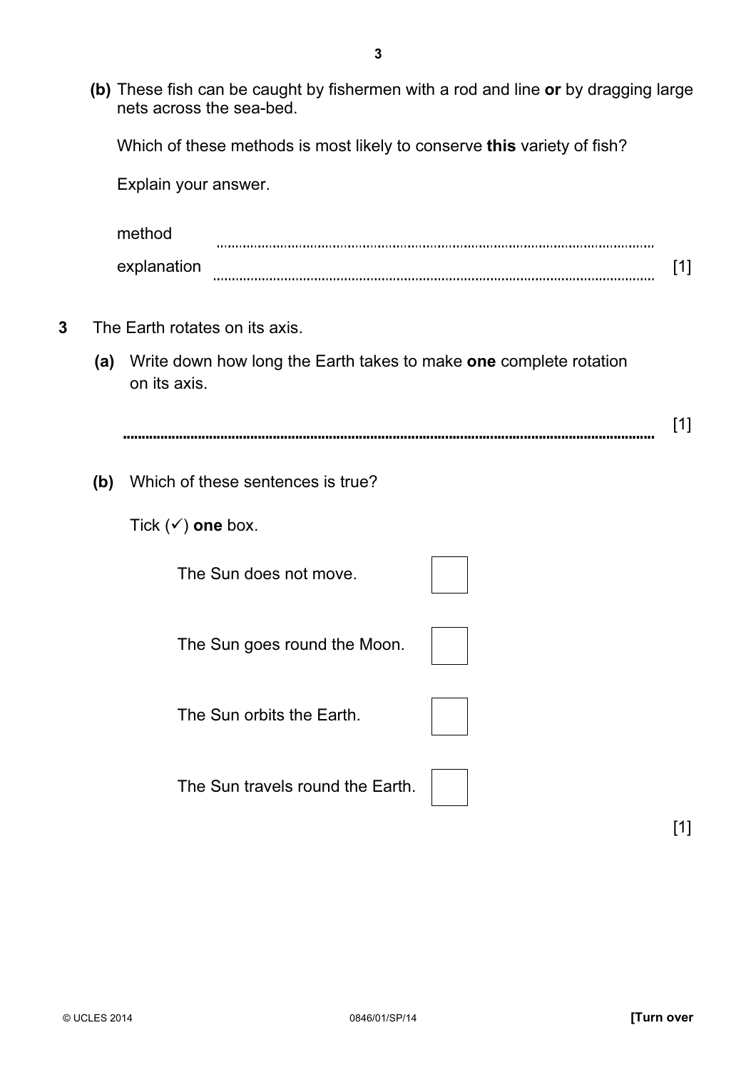**(b)** These fish can be caught by fishermen with a rod and line **or** by dragging large nets across the sea-bed.

Which of these methods is most likely to conserve **this** variety of fish?

Explain your answer.

method ..................................................................................................................

explanation .......................................................................................................... [1]

**3** The Earth rotates on its axis.

**(a)** Write down how long the Earth takes to make **one** complete rotation on its axis.

.......................................................................................................................................... [1]

**(b)** Which of these sentences is true?

Tick (✓) **one** box.

The Sun does not move. ☐

The Sun goes round the Moon. ☐

The Sun orbits the Earth. ☐

The Sun travels round the Earth. ☐

[1]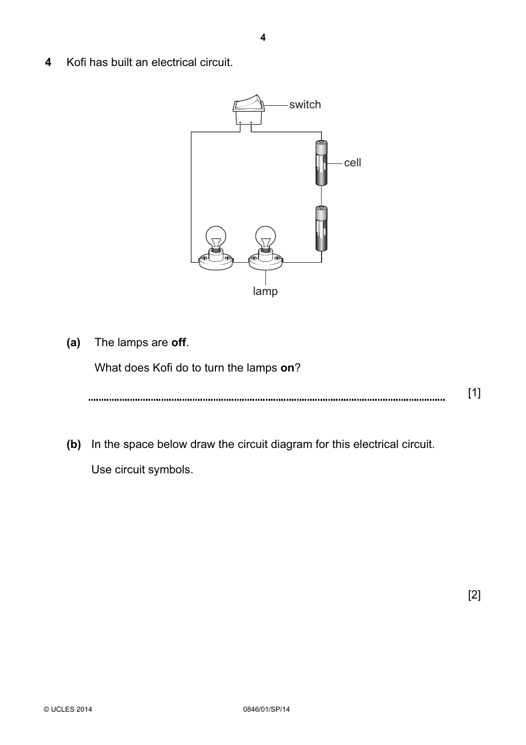**4** Kofi has built an electrical circuit.

switch

cell

lamp

**(a)** The lamps are **off**.

What does Kofi do to turn the lamps **on**?

............................................................................................................................. [1]

**(b)** In the space below draw the circuit diagram for this electrical circuit.

Use circuit symbols.

[2]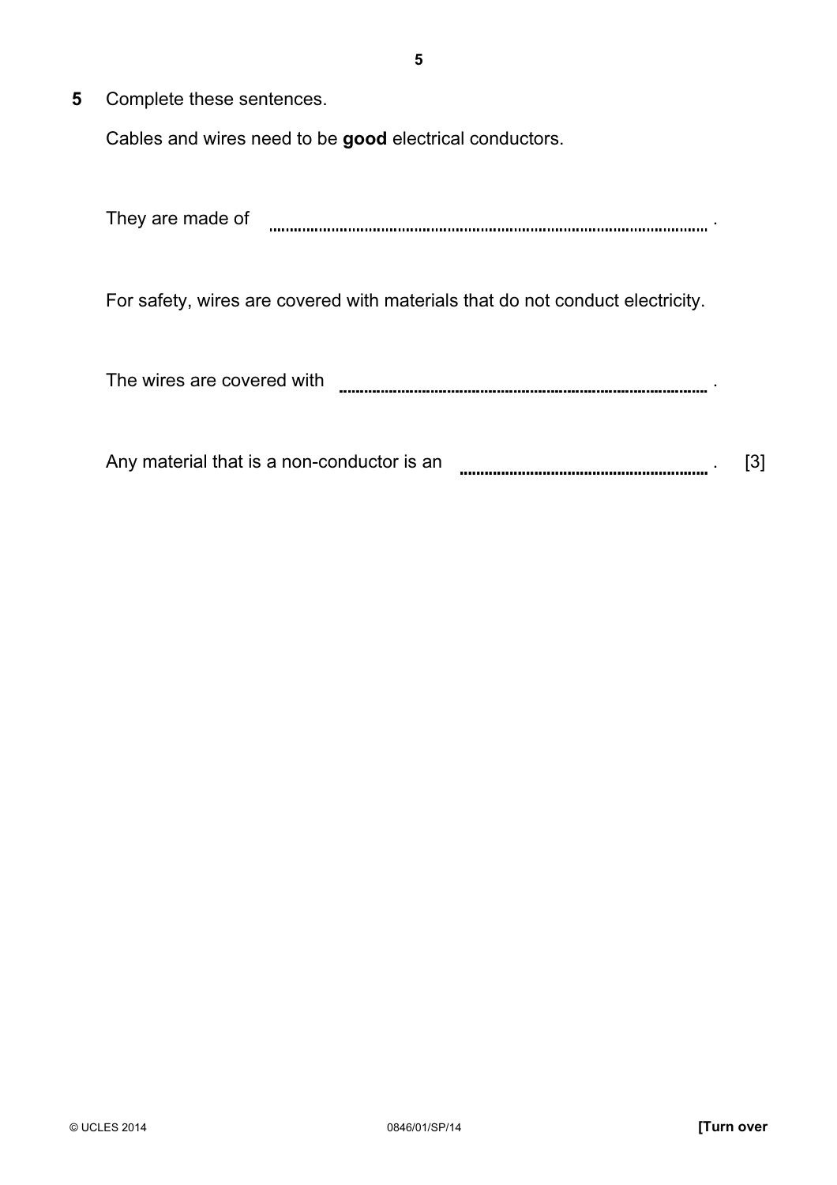**5** Complete these sentences.

Cables and wires need to be **good** electrical conductors.

They are made of .................................................................................................. .

For safety, wires are covered with materials that do not conduct electricity.

The wires are covered with ............................................................................ .

Any material that is a non-conductor is an ........................................................ . [3]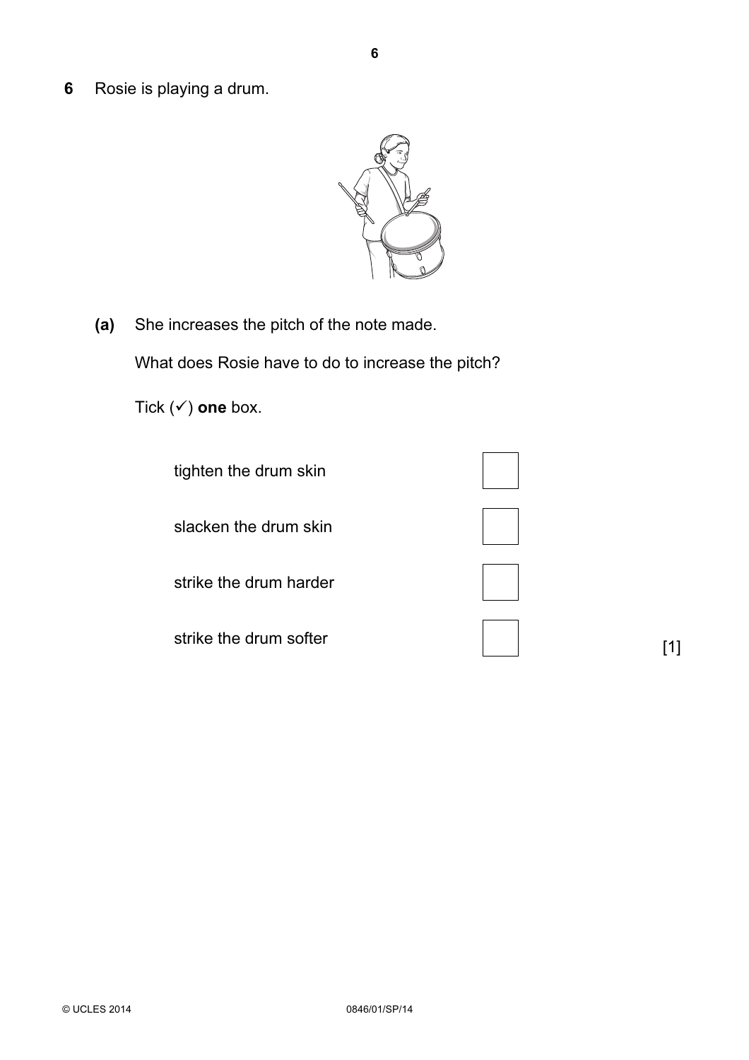**6** Rosie is playing a drum.

**(a)** She increases the pitch of the note made.

What does Rosie have to do to increase the pitch?

Tick (✓) **one** box.

| | |
|---|---|
| tighten the drum skin | ☐ |
| slacken the drum skin | ☐ |
| strike the drum harder | ☐ |
| strike the drum softer | ☐ |

[1]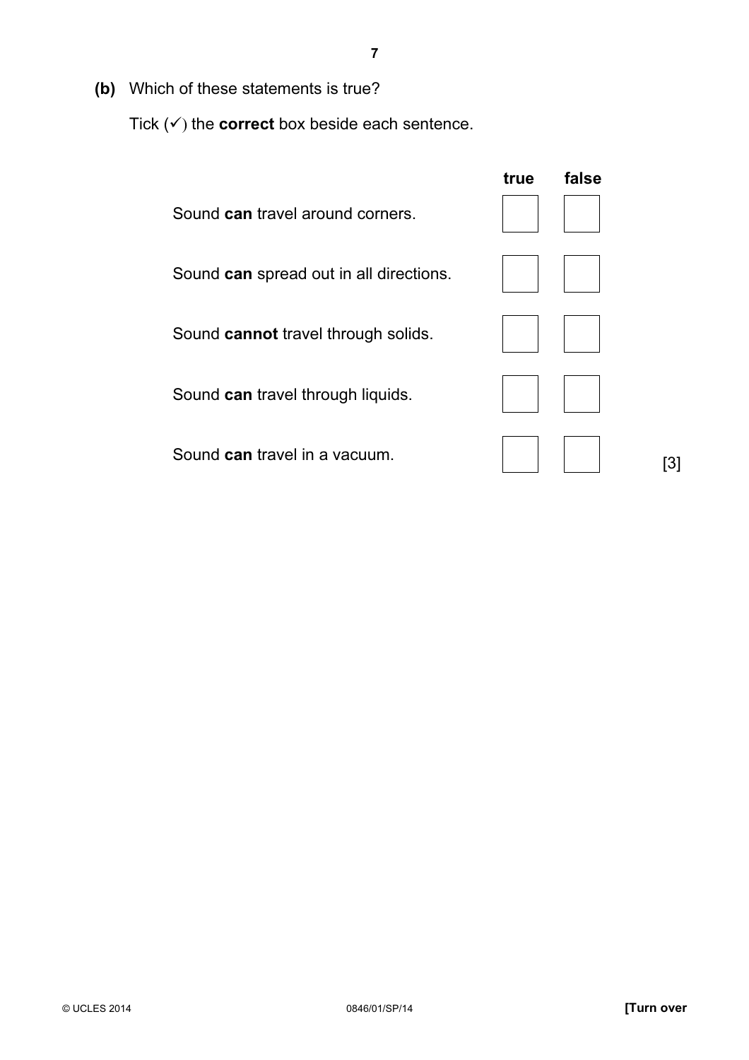**(b)** Which of these statements is true?

Tick (✓) the **correct** box beside each sentence.

| | true | false |
|---|---|---|
| Sound **can** travel around corners. | | |
| Sound **can** spread out in all directions. | | |
| Sound **cannot** travel through solids. | | |
| Sound **can** travel through liquids. | | |
| Sound **can** travel in a vacuum. | | |

[3]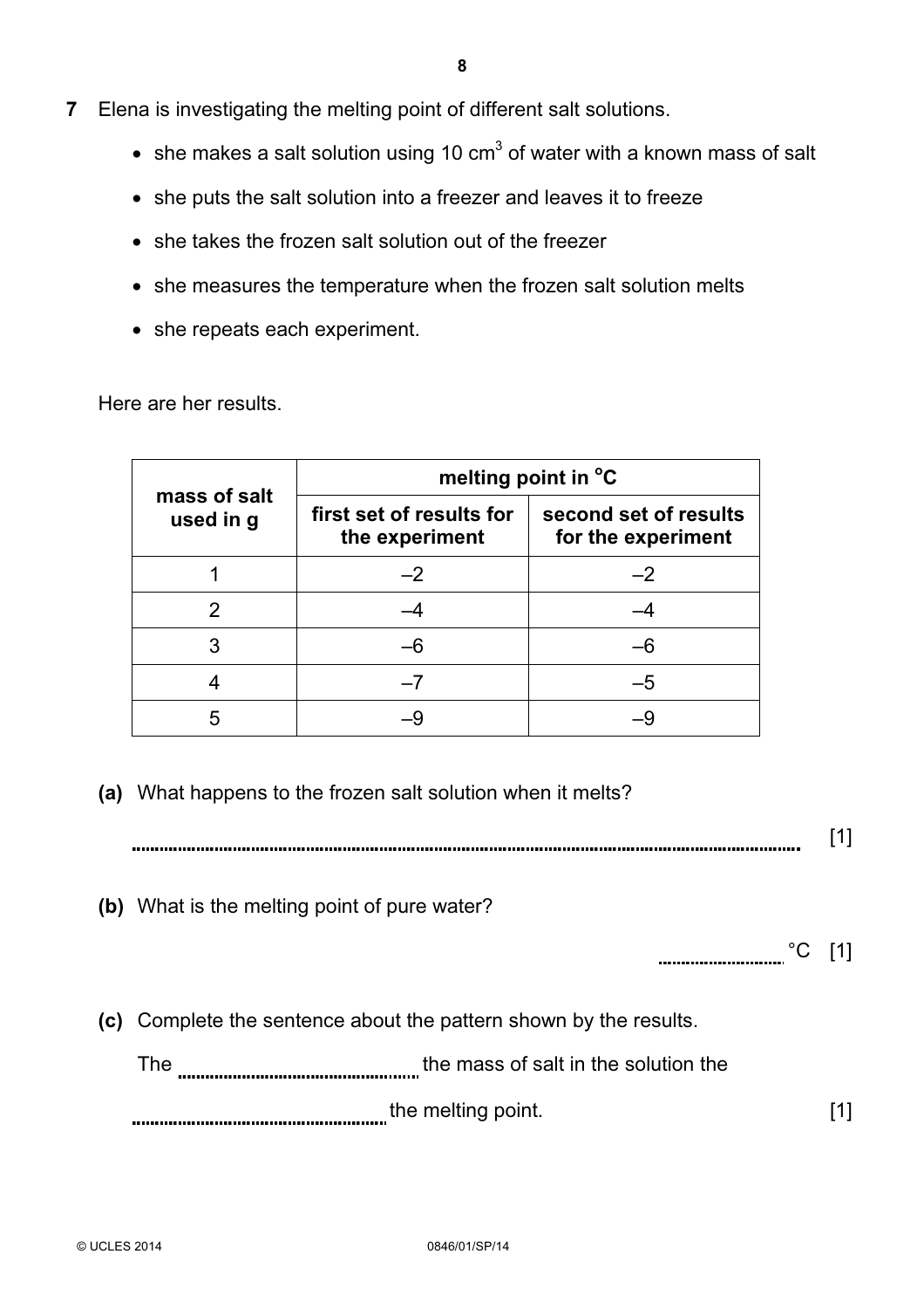**7** Elena is investigating the melting point of different salt solutions.

- she makes a salt solution using 10 $cm^3$ of water with a known mass of salt
- she puts the salt solution into a freezer and leaves it to freeze
- she takes the frozen salt solution out of the freezer
- she measures the temperature when the frozen salt solution melts
- she repeats each experiment.

Here are her results.

| mass of salt used in g | melting point in °C | |
|---|---|---|
| | first set of results for the experiment | second set of results for the experiment |
| 1 | –2 | –2 |
| 2 | –4 | –4 |
| 3 | –6 | –6 |
| 4 | –7 | –5 |
| 5 | –9 | –9 |

**(a)** What happens to the frozen salt solution when it melts?

.................................................................................................................................... [1]

**(b)** What is the melting point of pure water?

.............................. °C [1]

**(c)** Complete the sentence about the pattern shown by the results.

The ................................................ the mass of salt in the solution the

................................................ the melting point. [1]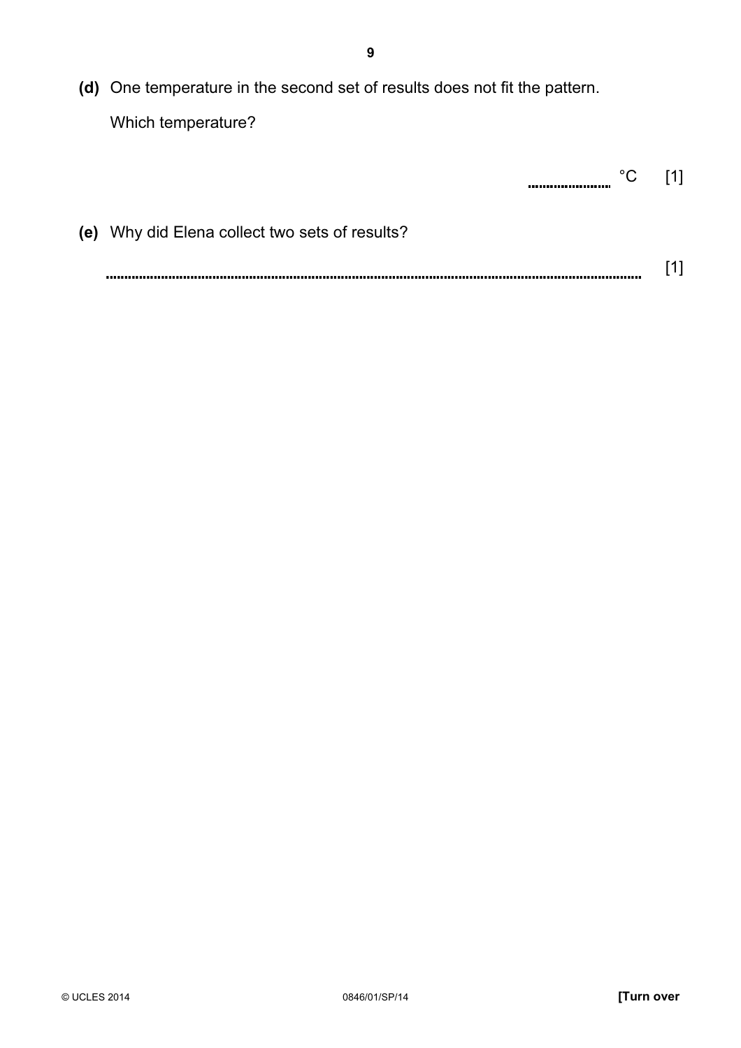**(d)** One temperature in the second set of results does not fit the pattern.

Which temperature?

.................... °C [1]

**(e)** Why did Elena collect two sets of results?

.................................................................................................................................................... [1]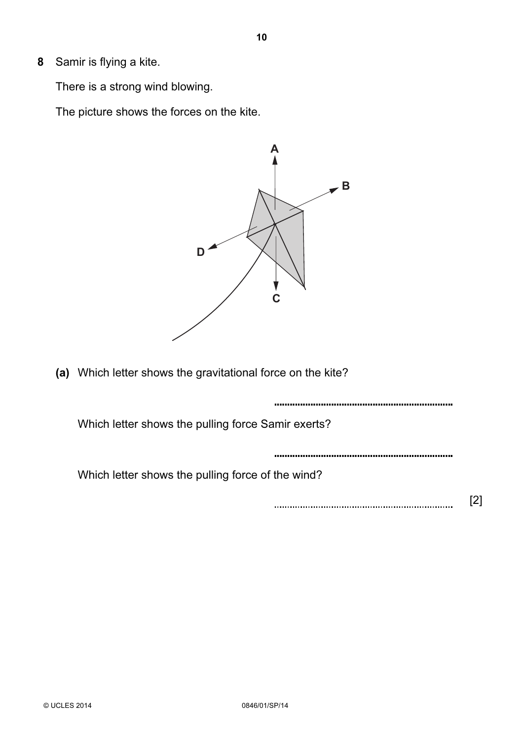**8** Samir is flying a kite.

There is a strong wind blowing.

The picture shows the forces on the kite.

**(a)** Which letter shows the gravitational force on the kite?

..................................................................

Which letter shows the pulling force Samir exerts?

..................................................................

Which letter shows the pulling force of the wind?

.................................................................. [2]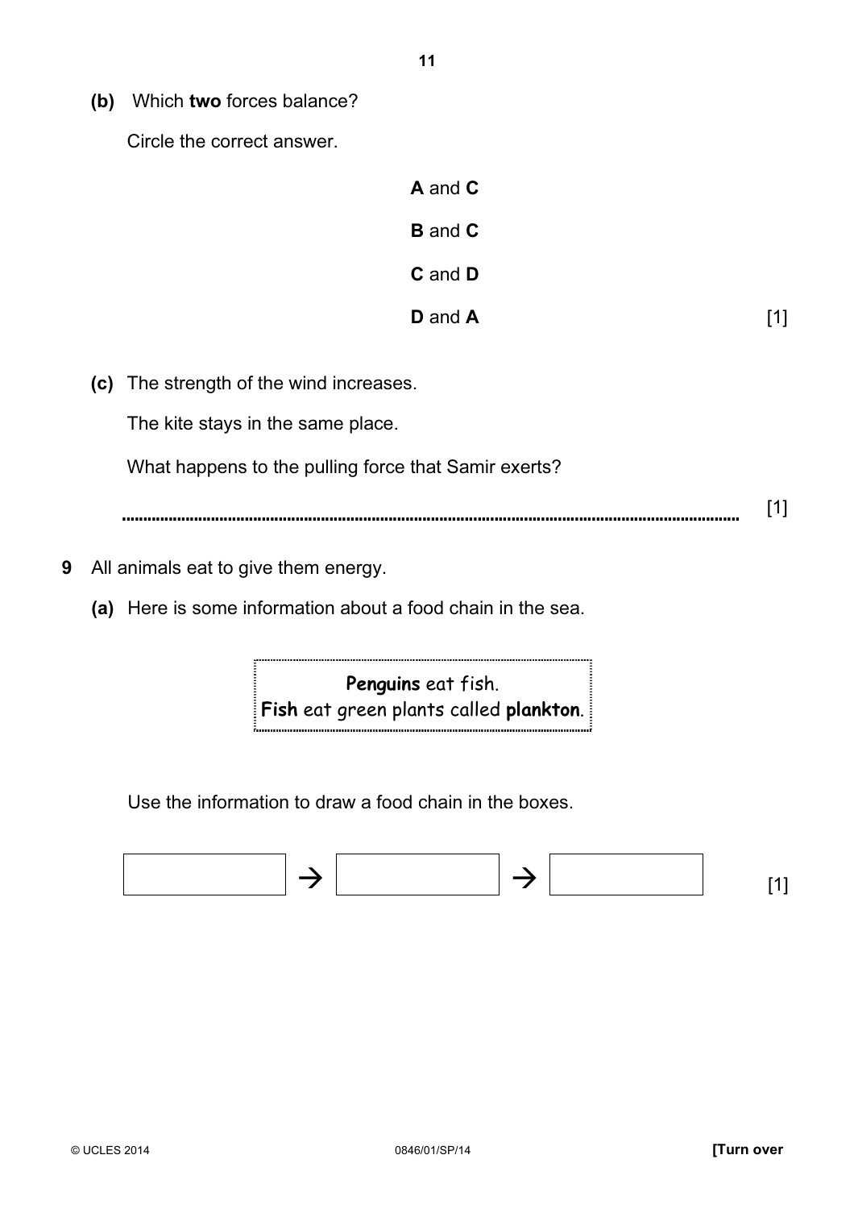**(b)** Which **two** forces balance?

Circle the correct answer.

**A** and **C**

**B** and **C**

**C** and **D**

**D** and **A** [1]

**(c)** The strength of the wind increases.

The kite stays in the same place.

What happens to the pulling force that Samir exerts?

.................................................................................................................................... [1]

**9** All animals eat to give them energy.

**(a)** Here is some information about a food chain in the sea.

> **Penguins** eat fish.
> **Fish** eat green plants called **plankton**.

Use the information to draw a food chain in the boxes.

[ &nbsp;&nbsp;&nbsp;&nbsp;&nbsp;&nbsp;&nbsp;&nbsp; ] → [ &nbsp;&nbsp;&nbsp;&nbsp;&nbsp;&nbsp;&nbsp;&nbsp; ] → [ &nbsp;&nbsp;&nbsp;&nbsp;&nbsp;&nbsp;&nbsp;&nbsp; ] [1]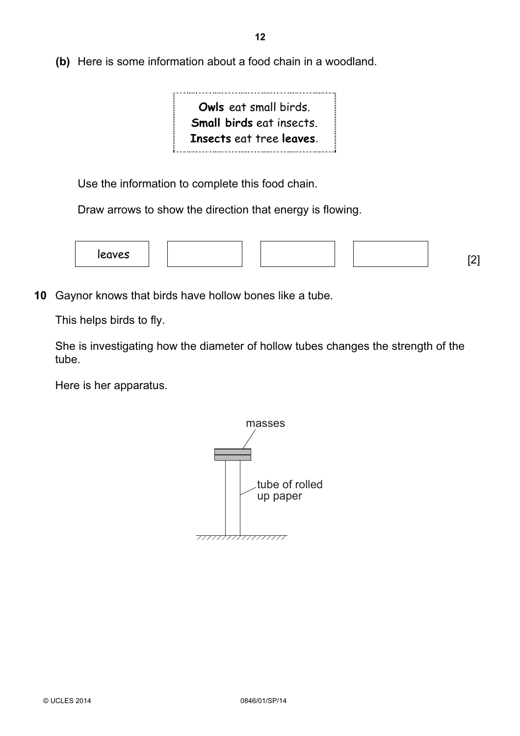**(b)** Here is some information about a food chain in a woodland.

> **Owls** eat small birds.
> **Small birds** eat insects.
> **Insects** eat tree **leaves**.

Use the information to complete this food chain.

Draw arrows to show the direction that energy is flowing.

| leaves | | | |
|---|---|---|---|

[2]

**10** Gaynor knows that birds have hollow bones like a tube.

This helps birds to fly.

She is investigating how the diameter of hollow tubes changes the strength of the tube.

Here is her apparatus.

masses

tube of rolled up paper

© UCLES 2014 0846/01/SP/14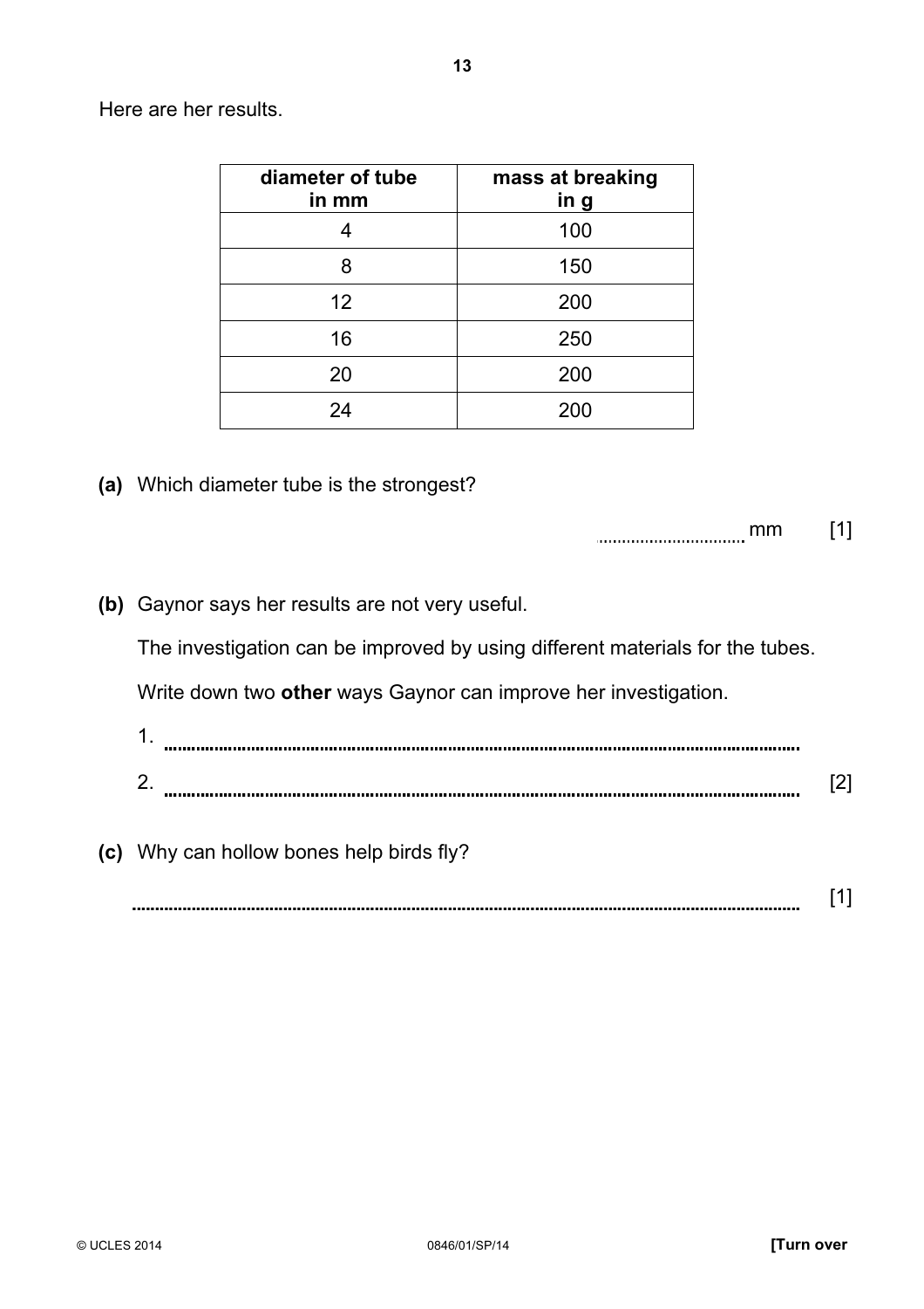Here are her results.

| diameter of tube in mm | mass at breaking in g |
| --- | --- |
| 4 | 100 |
| 8 | 150 |
| 12 | 200 |
| 16 | 250 |
| 20 | 200 |
| 24 | 200 |

**(a)** Which diameter tube is the strongest?

.................................. mm [1]

**(b)** Gaynor says her results are not very useful.

The investigation can be improved by using different materials for the tubes.

Write down two **other** ways Gaynor can improve her investigation.

1. ..................................................................................................................................

2. .................................................................................................................................. [2]

**(c)** Why can hollow bones help birds fly?

.................................................................................................................................. [1]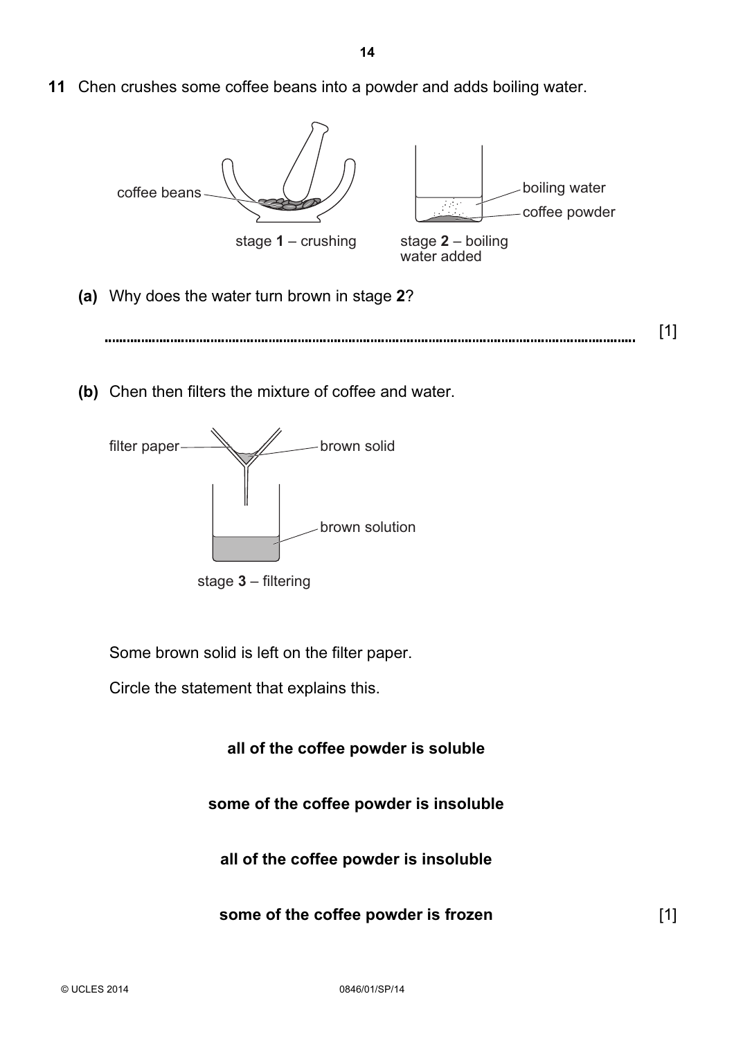**11** Chen crushes some coffee beans into a powder and adds boiling water.

coffee beans

stage **1** – crushing

boiling water

coffee powder

stage **2** – boiling water added

**(a)** Why does the water turn brown in stage **2**?

.......................................................................................................................................... [1]

**(b)** Chen then filters the mixture of coffee and water.

filter paper

brown solid

brown solution

stage **3** – filtering

Some brown solid is left on the filter paper.

Circle the statement that explains this.

**all of the coffee powder is soluble**

**some of the coffee powder is insoluble**

**all of the coffee powder is insoluble**

**some of the coffee powder is frozen** [1]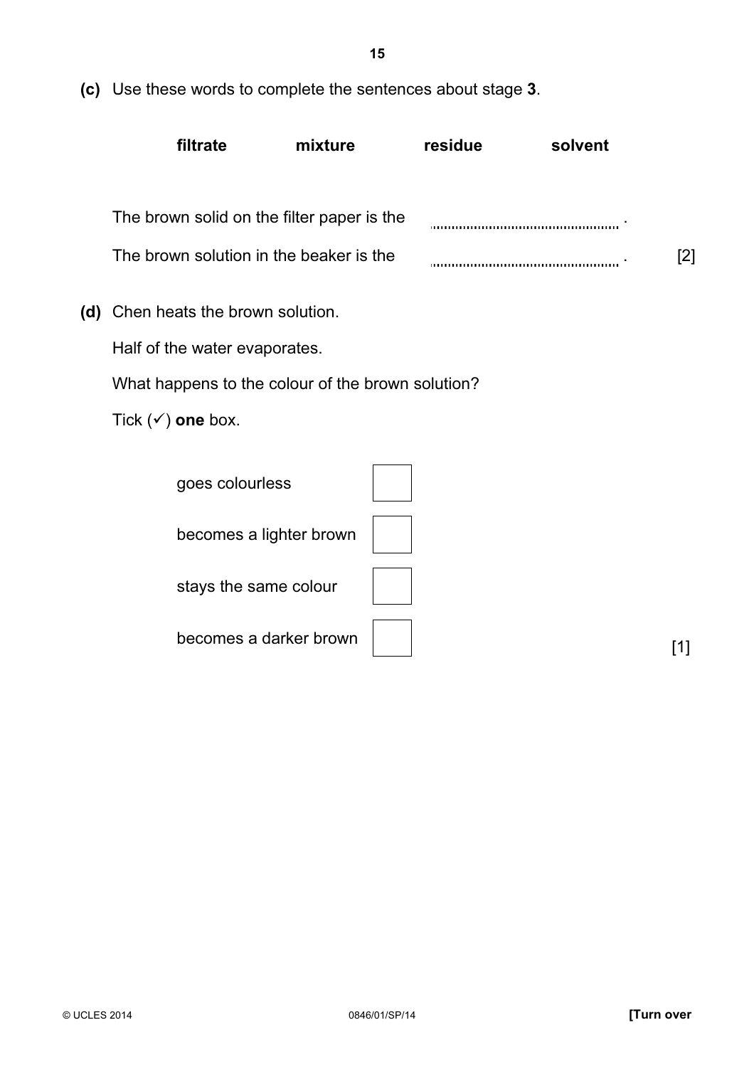**(c)** Use these words to complete the sentences about stage **3**.

**filtrate** **mixture** **residue** **solvent**

The brown solid on the filter paper is the .................................................. .

The brown solution in the beaker is the .................................................. . [2]

**(d)** Chen heats the brown solution.

Half of the water evaporates.

What happens to the colour of the brown solution?

Tick (✓) **one** box.

- goes colourless ☐
- becomes a lighter brown ☐
- stays the same colour ☐
- becomes a darker brown ☐

[1]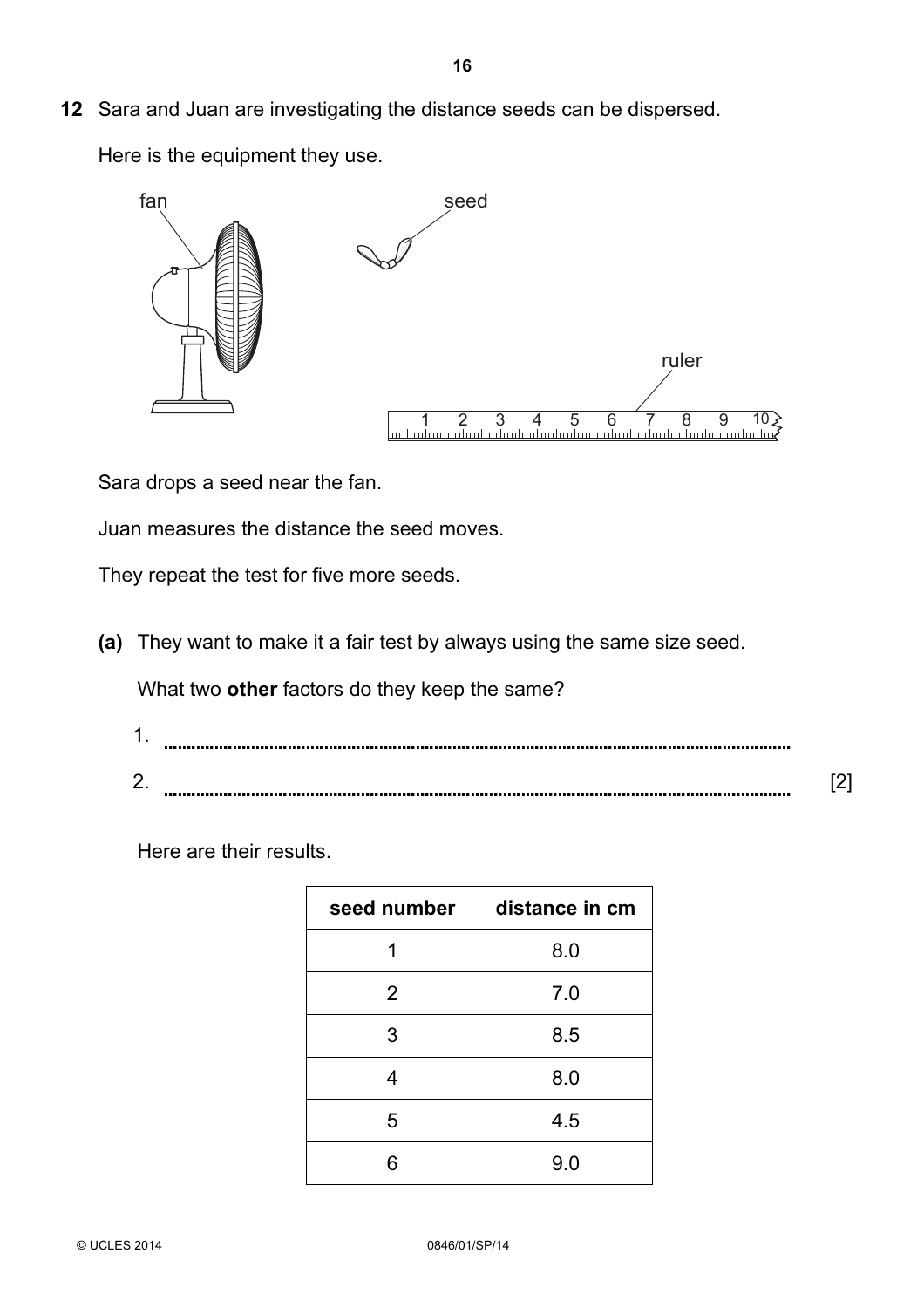**12** Sara and Juan are investigating the distance seeds can be dispersed.

Here is the equipment they use.

Sara drops a seed near the fan.

Juan measures the distance the seed moves.

They repeat the test for five more seeds.

**(a)** They want to make it a fair test by always using the same size seed.

What two **other** factors do they keep the same?

1. ..........................................................................................................................

2. .......................................................................................................................... [2]

Here are their results.

| seed number | distance in cm |
|---|---|
| 1 | 8.0 |
| 2 | 7.0 |
| 3 | 8.5 |
| 4 | 8.0 |
| 5 | 4.5 |
| 6 | 9.0 |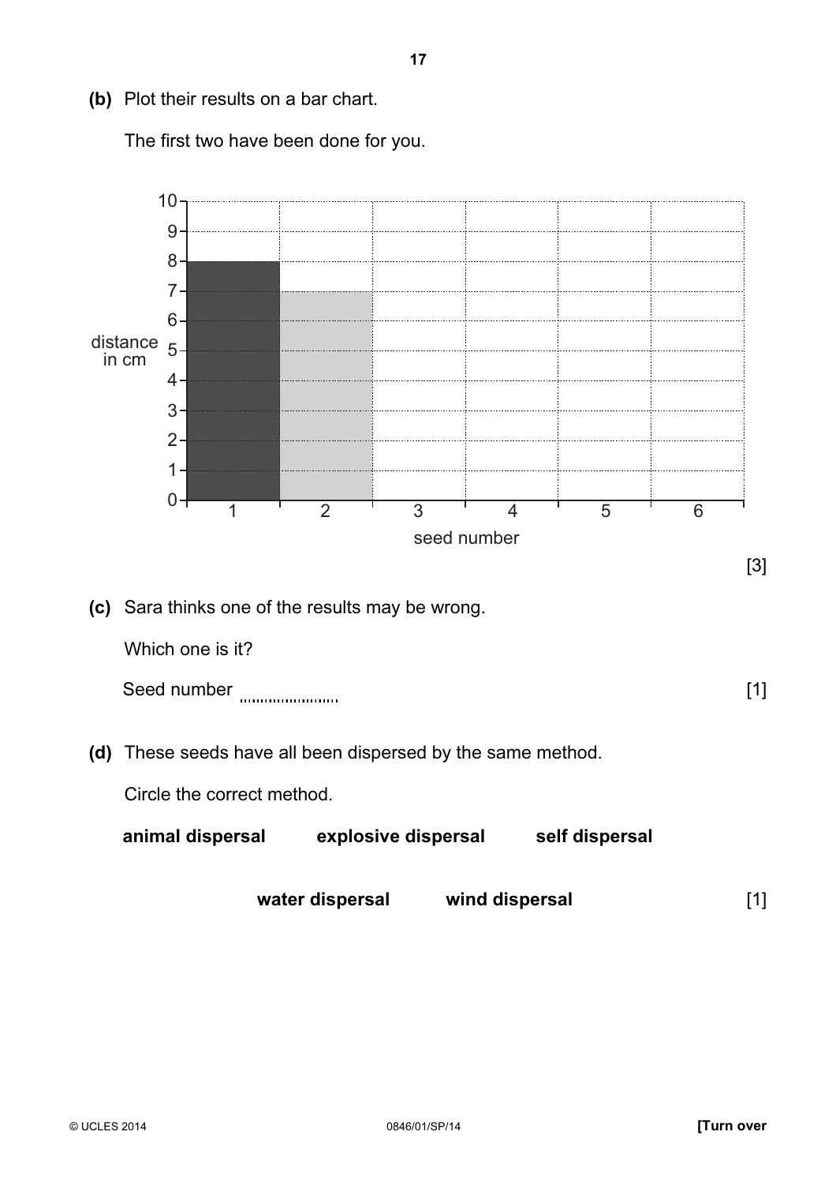**(b)** Plot their results on a bar chart.

The first two have been done for you.

| seed number | distance in cm |
|---|---|
| 1 | 8 |
| 2 | 7 |
| 3 | |
| 4 | |
| 5 | |
| 6 | |

[3]

**(c)** Sara thinks one of the results may be wrong.

Which one is it?

Seed number ....................... [1]

**(d)** These seeds have all been dispersed by the same method.

Circle the correct method.

**animal dispersal** **explosive dispersal** **self dispersal**

**water dispersal** **wind dispersal** [1]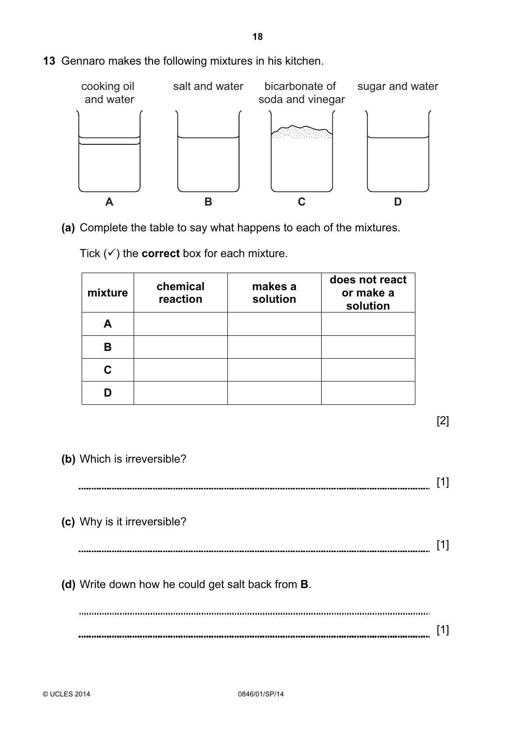**13** Gennaro makes the following mixtures in his kitchen.

cooking oil and water | salt and water | bicarbonate of soda and vinegar | sugar and water

**A** | **B** | **C** | **D**

**(a)** Complete the table to say what happens to each of the mixtures.

Tick (✓) the **correct** box for each mixture.

| mixture | chemical reaction | makes a solution | does not react or make a solution |
|---|---|---|---|
| **A** | | | |
| **B** | | | |
| **C** | | | |
| **D** | | | |

[2]

**(b)** Which is irreversible?

.......................................................................................................................................... [1]

**(c)** Why is it irreversible?

.......................................................................................................................................... [1]

**(d)** Write down how he could get salt back from **B**.

..........................................................................................................................................

.......................................................................................................................................... [1]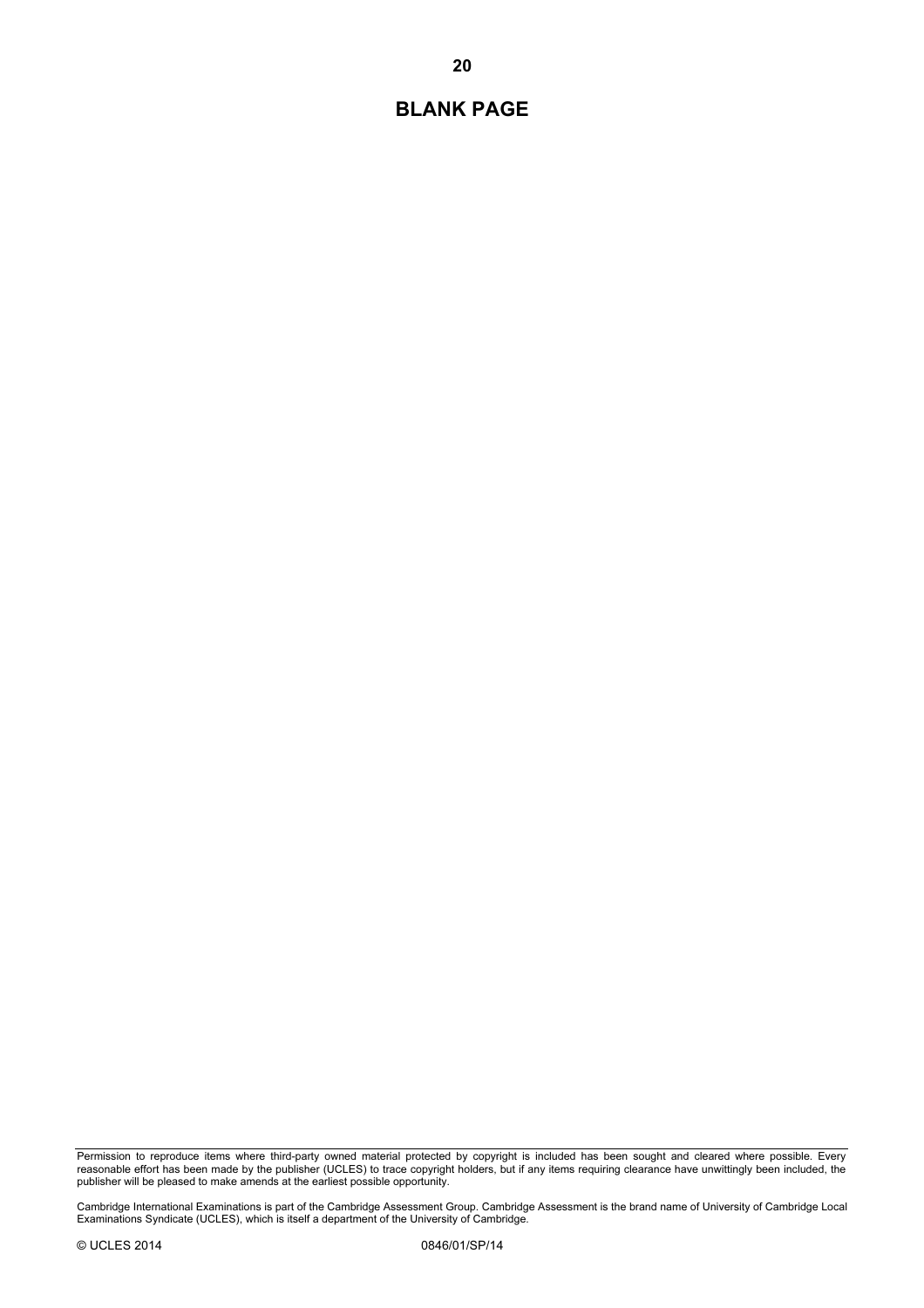**BLANK PAGE**

Permission to reproduce items where third-party owned material protected by copyright is included has been sought and cleared where possible. Every reasonable effort has been made by the publisher (UCLES) to trace copyright holders, but if any items requiring clearance have unwittingly been included, the publisher will be pleased to make amends at the earliest possible opportunity.

Cambridge International Examinations is part of the Cambridge Assessment Group. Cambridge Assessment is the brand name of University of Cambridge Local Examinations Syndicate (UCLES), which is itself a department of the University of Cambridge.